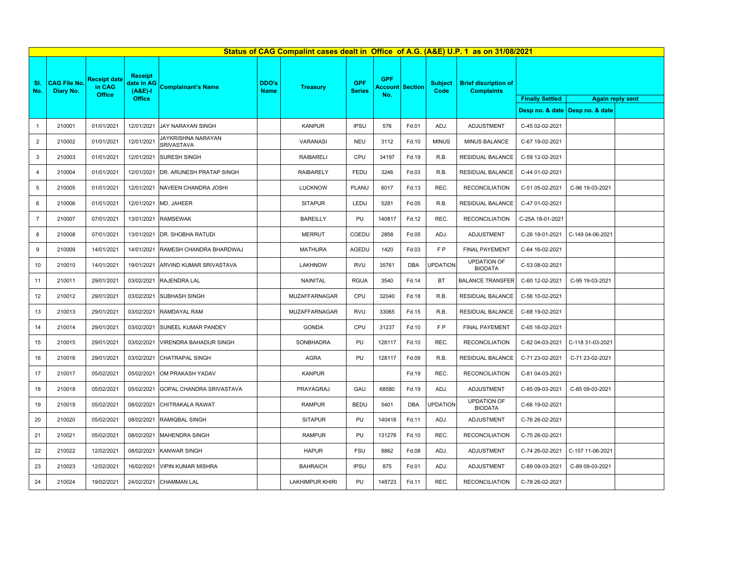# Status of CAG Compalint cases dealt in Office of A.G. (A&E) U.P. 1 as on 31/08/2021

| Sl. No. | CAG File No. Diary No. | Receipt date in CAG Office | Receipt date in AG (A&E)-I Office | Complainant's Name | DDO's Name | Treasury | GPF Series | GPF Account No. | Section | Subject Code | Brief discription of Complaints | Finally Settled | Again reply sent | |
|---|---|---|---|---|---|---|---|---|---|---|---|---|---|---|
| | | | | | | | | | | | | Desp no. & date | Desp no. & date | |
| 1 | 210001 | 01/01/2021 | 12/01/2021 | JAY NARAYAN SINGH | | KANPUR | IPSU | 576 | Fd.01 | ADJ. | ADJUSTMENT | C-45 02-02-2021 | | |
| 2 | 210002 | 01/01/2021 | 12/01/2021 | JAYKRISHNA NARAYAN SRIVASTAVA | | VARANASI | NEU | 3112 | Fd.10 | MINUS | MINUS BALANCE | C-67 19-02-2021 | | |
| 3 | 210003 | 01/01/2021 | 12/01/2021 | SURESH SINGH | | RAIBARELI | CPU | 34197 | Fd.19 | R.B. | RESIDUAL BALANCE | C-59 12-02-2021 | | |
| 4 | 210004 | 01/01/2021 | 12/01/2021 | DR. ARUNESH PRATAP SINGH | | RAIBARELY | FEDU | 3246 | Fd.03 | R.B. | RESIDUAL BALANCE | C-44 01-02-2021 | | |
| 5 | 210005 | 01/01/2021 | 12/01/2021 | NAVEEN CHANDRA JOSHI | | LUCKNOW | PLANU | 6017 | Fd.13 | REC. | RECONCILIATION | C-51 05-02-2021 | C-96 19-03-2021 | |
| 6 | 210006 | 01/01/2021 | 12/01/2021 | MD. JAHEER | | SITAPUR | LEDU | 5281 | Fd.05 | R.B. | RESIDUAL BALANCE | C-47 01-02-2021 | | |
| 7 | 210007 | 07/01/2021 | 13/01/2021 | RAMSEWAK | | BAREILLY | PU | 140817 | Fd.12 | REC. | RECONCILIATION | C-25A 18-01-2021 | | |
| 8 | 210008 | 07/01/2021 | 13/01/2021 | DR. SHOBHA RATUDI | | MERRUT | COEDU | 2858 | Fd.05 | ADJ. | ADJUSTMENT | C-26 19-01-2021 | C-149 04-06-2021 | |
| 9 | 210009 | 14/01/2021 | 14/01/2021 | RAMESH CHANDRA BHARDWAJ | | MATHURA | AGEDU | 1420 | Fd.03 | F P | FINAL PAYEMENT | C-64 16-02-2021 | | |
| 10 | 210010 | 14/01/2021 | 19/01/2021 | ARVIND KUMAR SRIVASTAVA | | LAKHNOW | RVU | 35761 | DBA | UPDATION | UPDATION OF BIODATA | C-53 08-02-2021 | | |
| 11 | 210011 | 29/01/2021 | 03/02/2021 | RAJENDRA LAL | | NAINITAL | RGUA | 3540 | Fd.14 | BT | BALANCE TRANSFER | C-60 12-02-2021 | C-95 19-03-2021 | |
| 12 | 210012 | 29/01/2021 | 03/02/2021 | SUBHASH SINGH | | MUZAFFARNAGAR | CPU | 32040 | Fd.18 | R.B. | RESIDUAL BALANCE | C-56 10-02-2021 | | |
| 13 | 210013 | 29/01/2021 | 03/02/2021 | RAMDAYAL RAM | | MUZAFFARNAGAR | RVU | 33065 | Fd.15 | R.B. | RESIDUAL BALANCE | C-68 19-02-2021 | | |
| 14 | 210014 | 29/01/2021 | 03/02/2021 | SUNEEL KUMAR PANDEY | | GONDA | CPU | 31237 | Fd.10 | F P | FINAL PAYEMENT | C-65 16-02-2021 | | |
| 15 | 210015 | 29/01/2021 | 03/02/2021 | VIRENDRA BAHADUR SINGH | | SONBHADRA | PU | 128117 | Fd.10 | REC. | RECONCILIATION | C-82 04-03-2021 | C-118 31-03-2021 | |
| 16 | 210016 | 29/01/2021 | 03/02/2021 | CHATRAPAL SINGH | | AGRA | PU | 128117 | Fd.09 | R.B. | RESIDUAL BALANCE | C-71 23-02-2021 | C-71 23-02-2021 | |
| 17 | 210017 | 05/02/2021 | 05/02/2021 | OM PRAKASH YADAV | | KANPUR | | | Fd.19 | REC. | RECONCILIATION | C-81 04-03-2021 | | |
| 18 | 210018 | 05/02/2021 | 05/02/2021 | GOPAL CHANDRA SRIVASTAVA | | PRAYAGRAJ | GAU | 68580 | Fd.19 | ADJ. | ADJUSTMENT | C-85 09-03-2021 | C-85 09-03-2021 | |
| 19 | 210019 | 05/02/2021 | 08/02/2021 | CHITRAKALA RAWAT | | RAMPUR | BEDU | 5401 | DBA | UPDATION | UPDATION OF BIODATA | C-66 19-02-2021 | | |
| 20 | 210020 | 05/02/2021 | 08/02/2021 | RAMIQBAL SINGH | | SITAPUR | PU | 140418 | Fd.11 | ADJ. | ADJUSTMENT | C-76 26-02-2021 | | |
| 21 | 210021 | 05/02/2021 | 08/02/2021 | MAHENDRA SINGH | | RAMPUR | PU | 131278 | Fd.10 | REC. | RECONCILIATION | C-75 26-02-2021 | | |
| 22 | 210022 | 12/02/2021 | 08/02/2021 | KANWAR SINGH | | HAPUR | FSU | 8862 | Fd.08 | ADJ. | ADJUSTMENT | C-74 26-02-2021 | C-157 11-06-2021 | |
| 23 | 210023 | 12/02/2021 | 16/02/2021 | VIPIN KUMAR MISHRA | | BAHRAICH | IPSU | 875 | Fd.01 | ADJ. | ADJUSTMENT | C-89 09-03-2021 | C-89 09-03-2021 | |
| 24 | 210024 | 19/02/2021 | 24/02/2021 | CHAMMAN LAL | | LAKHIMPUR KHIRI | PU | 148723 | Fd.11 | REC. | RECONCILIATION | C-78 26-02-2021 | | |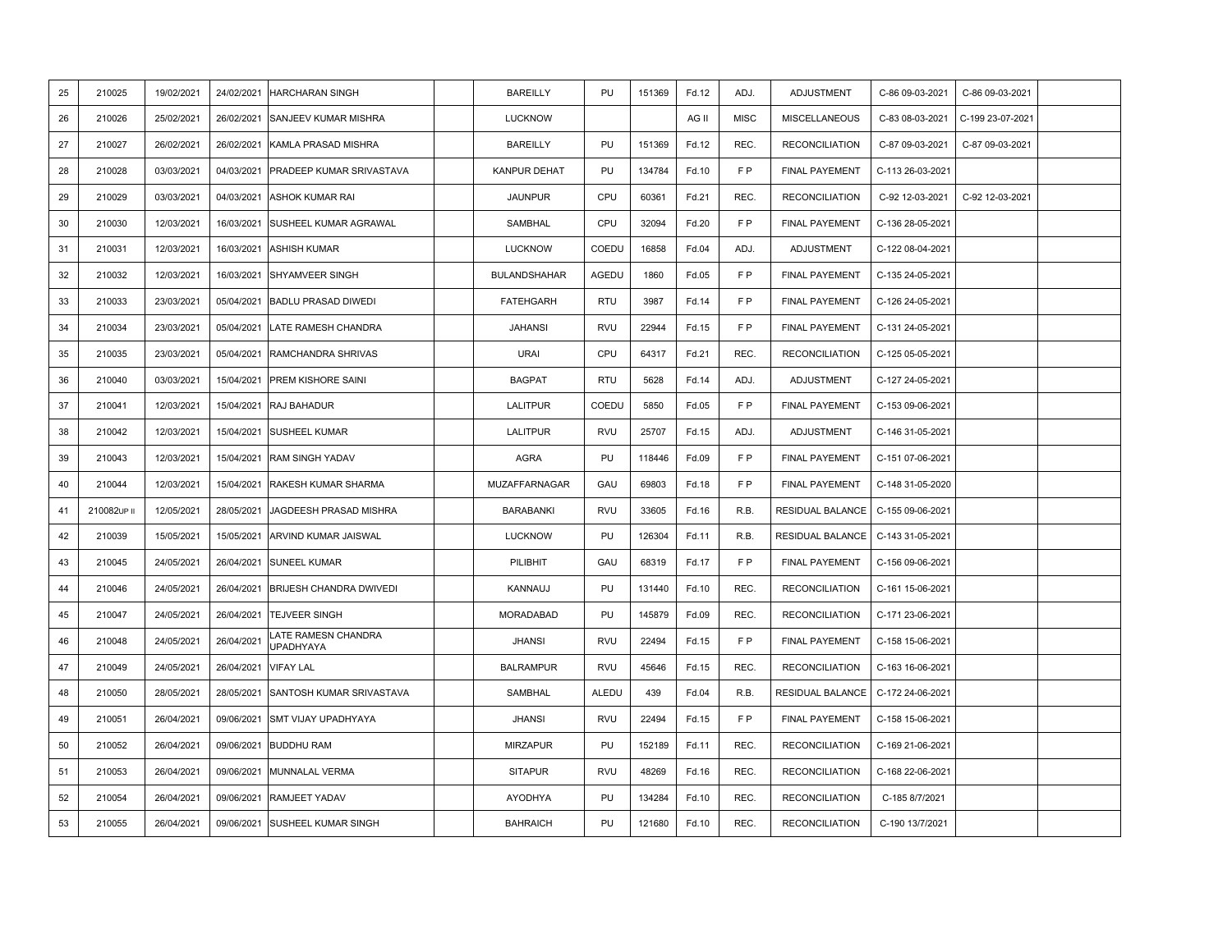| | | | | | | | | | | | | | | |
|---|---|---|---|---|---|---|---|---|---|---|---|---|---|---|
| 25 | 210025 | 19/02/2021 | 24/02/2021 | HARCHARAN SINGH | | BAREILLY | PU | 151369 | Fd.12 | ADJ. | ADJUSTMENT | C-86 09-03-2021 | C-86 09-03-2021 | |
| 26 | 210026 | 25/02/2021 | 26/02/2021 | SANJEEV KUMAR MISHRA | | LUCKNOW | | | AG II | MISC | MISCELLANEOUS | C-83 08-03-2021 | C-199 23-07-2021 | |
| 27 | 210027 | 26/02/2021 | 26/02/2021 | KAMLA PRASAD MISHRA | | BAREILLY | PU | 151369 | Fd.12 | REC. | RECONCILIATION | C-87 09-03-2021 | C-87 09-03-2021 | |
| 28 | 210028 | 03/03/2021 | 04/03/2021 | PRADEEP KUMAR SRIVASTAVA | | KANPUR DEHAT | PU | 134784 | Fd.10 | F P | FINAL PAYEMENT | C-113 26-03-2021 | | |
| 29 | 210029 | 03/03/2021 | 04/03/2021 | ASHOK KUMAR RAI | | JAUNPUR | CPU | 60361 | Fd.21 | REC. | RECONCILIATION | C-92 12-03-2021 | C-92 12-03-2021 | |
| 30 | 210030 | 12/03/2021 | 16/03/2021 | SUSHEEL KUMAR AGRAWAL | | SAMBHAL | CPU | 32094 | Fd.20 | F P | FINAL PAYEMENT | C-136 28-05-2021 | | |
| 31 | 210031 | 12/03/2021 | 16/03/2021 | ASHISH KUMAR | | LUCKNOW | COEDU | 16858 | Fd.04 | ADJ. | ADJUSTMENT | C-122 08-04-2021 | | |
| 32 | 210032 | 12/03/2021 | 16/03/2021 | SHYAMVEER SINGH | | BULANDSHAHAR | AGEDU | 1860 | Fd.05 | F P | FINAL PAYEMENT | C-135 24-05-2021 | | |
| 33 | 210033 | 23/03/2021 | 05/04/2021 | BADLU PRASAD DIWEDI | | FATEHGARH | RTU | 3987 | Fd.14 | F P | FINAL PAYEMENT | C-126 24-05-2021 | | |
| 34 | 210034 | 23/03/2021 | 05/04/2021 | LATE RAMESH CHANDRA | | JAHANSI | RVU | 22944 | Fd.15 | F P | FINAL PAYEMENT | C-131 24-05-2021 | | |
| 35 | 210035 | 23/03/2021 | 05/04/2021 | RAMCHANDRA SHRIVAS | | URAI | CPU | 64317 | Fd.21 | REC. | RECONCILIATION | C-125 05-05-2021 | | |
| 36 | 210040 | 03/03/2021 | 15/04/2021 | PREM KISHORE SAINI | | BAGPAT | RTU | 5628 | Fd.14 | ADJ. | ADJUSTMENT | C-127 24-05-2021 | | |
| 37 | 210041 | 12/03/2021 | 15/04/2021 | RAJ BAHADUR | | LALITPUR | COEDU | 5850 | Fd.05 | F P | FINAL PAYEMENT | C-153 09-06-2021 | | |
| 38 | 210042 | 12/03/2021 | 15/04/2021 | SUSHEEL KUMAR | | LALITPUR | RVU | 25707 | Fd.15 | ADJ. | ADJUSTMENT | C-146 31-05-2021 | | |
| 39 | 210043 | 12/03/2021 | 15/04/2021 | RAM SINGH YADAV | | AGRA | PU | 118446 | Fd.09 | F P | FINAL PAYEMENT | C-151 07-06-2021 | | |
| 40 | 210044 | 12/03/2021 | 15/04/2021 | RAKESH KUMAR SHARMA | | MUZAFFARNAGAR | GAU | 69803 | Fd.18 | F P | FINAL PAYEMENT | C-148 31-05-2020 | | |
| 41 | 210082UP II | 12/05/2021 | 28/05/2021 | JAGDEESH PRASAD MISHRA | | BARABANKI | RVU | 33605 | Fd.16 | R.B. | RESIDUAL BALANCE | C-155 09-06-2021 | | |
| 42 | 210039 | 15/05/2021 | 15/05/2021 | ARVIND KUMAR JAISWAL | | LUCKNOW | PU | 126304 | Fd.11 | R.B. | RESIDUAL BALANCE | C-143 31-05-2021 | | |
| 43 | 210045 | 24/05/2021 | 26/04/2021 | SUNEEL KUMAR | | PILIBHIT | GAU | 68319 | Fd.17 | F P | FINAL PAYEMENT | C-156 09-06-2021 | | |
| 44 | 210046 | 24/05/2021 | 26/04/2021 | BRIJESH CHANDRA DWIVEDI | | KANNAUJ | PU | 131440 | Fd.10 | REC. | RECONCILIATION | C-161 15-06-2021 | | |
| 45 | 210047 | 24/05/2021 | 26/04/2021 | TEJVEER SINGH | | MORADABAD | PU | 145879 | Fd.09 | REC. | RECONCILIATION | C-171 23-06-2021 | | |
| 46 | 210048 | 24/05/2021 | 26/04/2021 | LATE RAMESN CHANDRA UPADHYAYA | | JHANSI | RVU | 22494 | Fd.15 | F P | FINAL PAYEMENT | C-158 15-06-2021 | | |
| 47 | 210049 | 24/05/2021 | 26/04/2021 | VIFAY LAL | | BALRAMPUR | RVU | 45646 | Fd.15 | REC. | RECONCILIATION | C-163 16-06-2021 | | |
| 48 | 210050 | 28/05/2021 | 28/05/2021 | SANTOSH KUMAR SRIVASTAVA | | SAMBHAL | ALEDU | 439 | Fd.04 | R.B. | RESIDUAL BALANCE | C-172 24-06-2021 | | |
| 49 | 210051 | 26/04/2021 | 09/06/2021 | SMT VIJAY UPADHYAYA | | JHANSI | RVU | 22494 | Fd.15 | F P | FINAL PAYEMENT | C-158 15-06-2021 | | |
| 50 | 210052 | 26/04/2021 | 09/06/2021 | BUDDHU RAM | | MIRZAPUR | PU | 152189 | Fd.11 | REC. | RECONCILIATION | C-169 21-06-2021 | | |
| 51 | 210053 | 26/04/2021 | 09/06/2021 | MUNNALAL VERMA | | SITAPUR | RVU | 48269 | Fd.16 | REC. | RECONCILIATION | C-168 22-06-2021 | | |
| 52 | 210054 | 26/04/2021 | 09/06/2021 | RAMJEET YADAV | | AYODHYA | PU | 134284 | Fd.10 | REC. | RECONCILIATION | C-185 8/7/2021 | | |
| 53 | 210055 | 26/04/2021 | 09/06/2021 | SUSHEEL KUMAR SINGH | | BAHRAICH | PU | 121680 | Fd.10 | REC. | RECONCILIATION | C-190 13/7/2021 | | |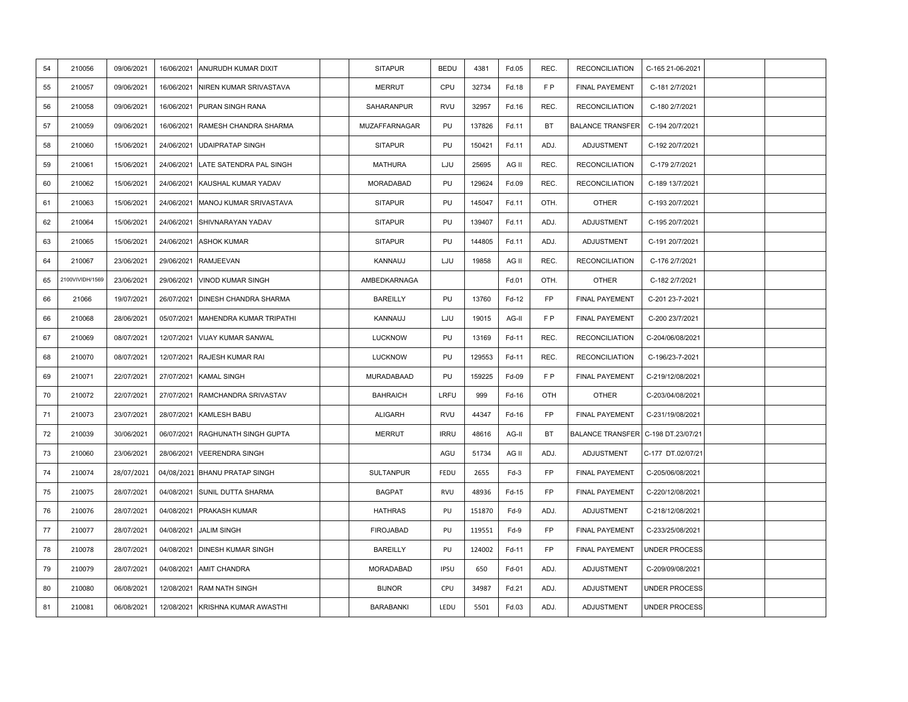| | | | | | | | | | | | | | | |
|---|---|---|---|---|---|---|---|---|---|---|---|---|---|---|
| 54 | 210056 | 09/06/2021 | 16/06/2021 | ANURUDH KUMAR DIXIT | | SITAPUR | BEDU | 4381 | Fd.05 | REC. | RECONCILIATION | C-165 21-06-2021 | | |
| 55 | 210057 | 09/06/2021 | 16/06/2021 | NIREN KUMAR SRIVASTAVA | | MERRUT | CPU | 32734 | Fd.18 | F P | FINAL PAYEMENT | C-181 2/7/2021 | | |
| 56 | 210058 | 09/06/2021 | 16/06/2021 | PURAN SINGH RANA | | SAHARANPUR | RVU | 32957 | Fd.16 | REC. | RECONCILIATION | C-180 2/7/2021 | | |
| 57 | 210059 | 09/06/2021 | 16/06/2021 | RAMESH CHANDRA SHARMA | | MUZAFFARNAGAR | PU | 137826 | Fd.11 | BT | BALANCE TRANSFER | C-194 20/7/2021 | | |
| 58 | 210060 | 15/06/2021 | 24/06/2021 | UDAIPRATAP SINGH | | SITAPUR | PU | 150421 | Fd.11 | ADJ. | ADJUSTMENT | C-192 20/7/2021 | | |
| 59 | 210061 | 15/06/2021 | 24/06/2021 | LATE SATENDRA PAL SINGH | | MATHURA | LJU | 25695 | AG II | REC. | RECONCILIATION | C-179 2/7/2021 | | |
| 60 | 210062 | 15/06/2021 | 24/06/2021 | KAUSHAL KUMAR YADAV | | MORADABAD | PU | 129624 | Fd.09 | REC. | RECONCILIATION | C-189 13/7/2021 | | |
| 61 | 210063 | 15/06/2021 | 24/06/2021 | MANOJ KUMAR SRIVASTAVA | | SITAPUR | PU | 145047 | Fd.11 | OTH. | OTHER | C-193 20/7/2021 | | |
| 62 | 210064 | 15/06/2021 | 24/06/2021 | SHIVNARAYAN YADAV | | SITAPUR | PU | 139407 | Fd.11 | ADJ. | ADJUSTMENT | C-195 20/7/2021 | | |
| 63 | 210065 | 15/06/2021 | 24/06/2021 | ASHOK KUMAR | | SITAPUR | PU | 144805 | Fd.11 | ADJ. | ADJUSTMENT | C-191 20/7/2021 | | |
| 64 | 210067 | 23/06/2021 | 29/06/2021 | RAMJEEVAN | | KANNAUJ | LJU | 19858 | AG II | REC. | RECONCILIATION | C-176 2/7/2021 | | |
| 65 | 2100VIVIDH/1569 | 23/06/2021 | 29/06/2021 | VINOD KUMAR SINGH | | AMBEDKARNAGA | | | Fd.01 | OTH. | OTHER | C-182 2/7/2021 | | |
| 66 | 21066 | 19/07/2021 | 26/07/2021 | DINESH CHANDRA SHARMA | | BAREILLY | PU | 13760 | Fd-12 | FP | FINAL PAYEMENT | C-201 23-7-2021 | | |
| 66 | 210068 | 28/06/2021 | 05/07/2021 | MAHENDRA KUMAR TRIPATHI | | KANNAUJ | LJU | 19015 | AG-II | F P | FINAL PAYEMENT | C-200 23/7/2021 | | |
| 67 | 210069 | 08/07/2021 | 12/07/2021 | VIJAY KUMAR SANWAL | | LUCKNOW | PU | 13169 | Fd-11 | REC. | RECONCILIATION | C-204/06/08/2021 | | |
| 68 | 210070 | 08/07/2021 | 12/07/2021 | RAJESH KUMAR RAI | | LUCKNOW | PU | 129553 | Fd-11 | REC. | RECONCILIATION | C-196/23-7-2021 | | |
| 69 | 210071 | 22/07/2021 | 27/07/2021 | KAMAL SINGH | | MURADABAAD | PU | 159225 | Fd-09 | F P | FINAL PAYEMENT | C-219/12/08/2021 | | |
| 70 | 210072 | 22/07/2021 | 27/07/2021 | RAMCHANDRA SRIVASTAV | | BAHRAICH | LRFU | 999 | Fd-16 | OTH | OTHER | C-203/04/08/2021 | | |
| 71 | 210073 | 23/07/2021 | 28/07/2021 | KAMLESH BABU | | ALIGARH | RVU | 44347 | Fd-16 | FP | FINAL PAYEMENT | C-231/19/08/2021 | | |
| 72 | 210039 | 30/06/2021 | 06/07/2021 | RAGHUNATH SINGH GUPTA | | MERRUT | IRRU | 48616 | AG-II | BT | BALANCE TRANSFER | C-198 DT.23/07/21 | | |
| 73 | 210060 | 23/06/2021 | 28/06/2021 | VEERENDRA SINGH | | | AGU | 51734 | AG II | ADJ. | ADJUSTMENT | C-177 DT.02/07/21 | | |
| 74 | 210074 | 28/07/2021 | 04/08/2021 | BHANU PRATAP SINGH | | SULTANPUR | FEDU | 2655 | Fd-3 | FP | FINAL PAYEMENT | C-205/06/08/2021 | | |
| 75 | 210075 | 28/07/2021 | 04/08/2021 | SUNIL DUTTA SHARMA | | BAGPAT | RVU | 48936 | Fd-15 | FP | FINAL PAYEMENT | C-220/12/08/2021 | | |
| 76 | 210076 | 28/07/2021 | 04/08/2021 | PRAKASH KUMAR | | HATHRAS | PU | 151870 | Fd-9 | ADJ. | ADJUSTMENT | C-218/12/08/2021 | | |
| 77 | 210077 | 28/07/2021 | 04/08/2021 | JALIM SINGH | | FIROJABAD | PU | 119551 | Fd-9 | FP | FINAL PAYEMENT | C-233/25/08/2021 | | |
| 78 | 210078 | 28/07/2021 | 04/08/2021 | DINESH KUMAR SINGH | | BAREILLY | PU | 124002 | Fd-11 | FP | FINAL PAYEMENT | UNDER PROCESS | | |
| 79 | 210079 | 28/07/2021 | 04/08/2021 | AMIT CHANDRA | | MORADABAD | IPSU | 650 | Fd-01 | ADJ. | ADJUSTMENT | C-209/09/08/2021 | | |
| 80 | 210080 | 06/08/2021 | 12/08/2021 | RAM NATH SINGH | | BIJNOR | CPU | 34987 | Fd.21 | ADJ. | ADJUSTMENT | UNDER PROCESS | | |
| 81 | 210081 | 06/08/2021 | 12/08/2021 | KRISHNA KUMAR AWASTHI | | BARABANKI | LEDU | 5501 | Fd.03 | ADJ. | ADJUSTMENT | UNDER PROCESS | | |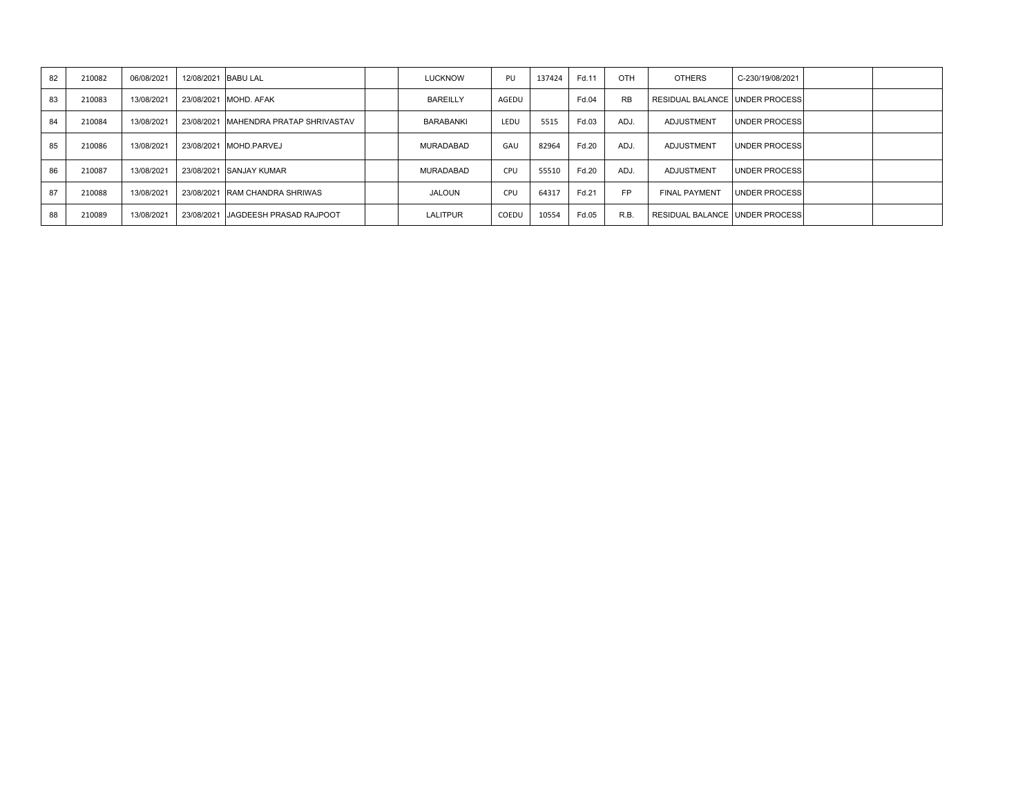| | | | | | | | | | | | | | | |
|---|---|---|---|---|---|---|---|---|---|---|---|---|---|---|
| 82 | 210082 | 06/08/2021 | 12/08/2021 | BABU LAL | | LUCKNOW | PU | 137424 | Fd.11 | OTH | OTHERS | C-230/19/08/2021 | | |
| 83 | 210083 | 13/08/2021 | 23/08/2021 | MOHD. AFAK | | BAREILLY | AGEDU | | Fd.04 | RB | RESIDUAL BALANCE | UNDER PROCESS | | |
| 84 | 210084 | 13/08/2021 | 23/08/2021 | MAHENDRA PRATAP SHRIVASTAV | | BARABANKI | LEDU | 5515 | Fd.03 | ADJ. | ADJUSTMENT | UNDER PROCESS | | |
| 85 | 210086 | 13/08/2021 | 23/08/2021 | MOHD.PARVEJ | | MURADABAD | GAU | 82964 | Fd.20 | ADJ. | ADJUSTMENT | UNDER PROCESS | | |
| 86 | 210087 | 13/08/2021 | 23/08/2021 | SANJAY KUMAR | | MURADABAD | CPU | 55510 | Fd.20 | ADJ. | ADJUSTMENT | UNDER PROCESS | | |
| 87 | 210088 | 13/08/2021 | 23/08/2021 | RAM CHANDRA SHRIWAS | | JALOUN | CPU | 64317 | Fd.21 | FP | FINAL PAYMENT | UNDER PROCESS | | |
| 88 | 210089 | 13/08/2021 | 23/08/2021 | JAGDEESH PRASAD RAJPOOT | | LALITPUR | COEDU | 10554 | Fd.05 | R.B. | RESIDUAL BALANCE | UNDER PROCESS | | |